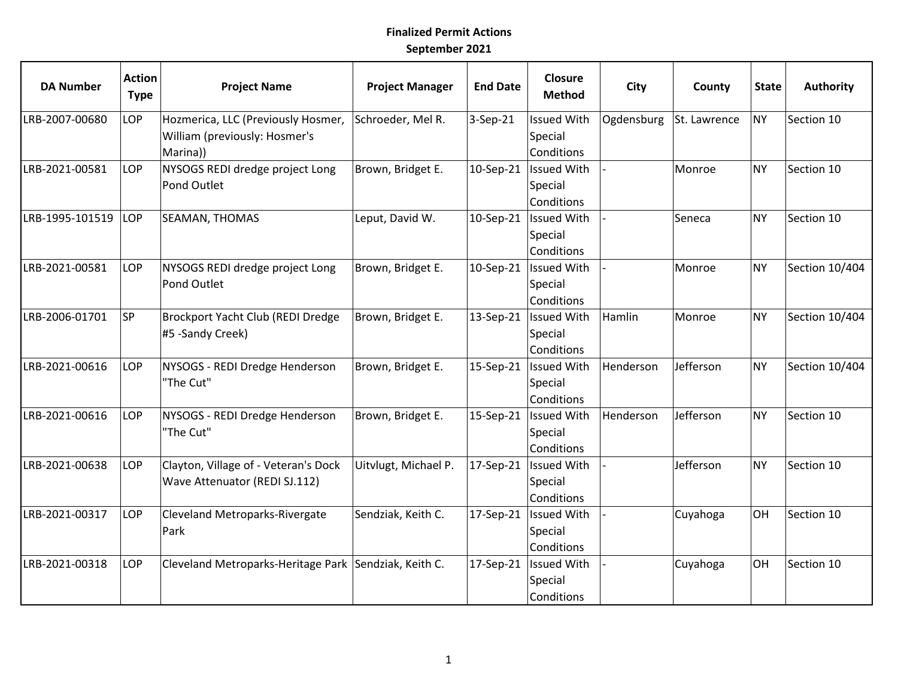**Finalized Permit Actions**
**September 2021**

| DA Number | Action Type | Project Name | Project Manager | End Date | Closure Method | City | County | State | Authority |
|---|---|---|---|---|---|---|---|---|---|
| LRB-2007-00680 | LOP | Hozmerica, LLC (Previously Hosmer, William (previously: Hosmer's Marina)) | Schroeder, Mel R. | 3-Sep-21 | Issued With Special Conditions | Ogdensburg | St. Lawrence | NY | Section 10 |
| LRB-2021-00581 | LOP | NYSOGS REDI dredge project Long Pond Outlet | Brown, Bridget E. | 10-Sep-21 | Issued With Special Conditions | - | Monroe | NY | Section 10 |
| LRB-1995-101519 | LOP | SEAMAN, THOMAS | Leput, David W. | 10-Sep-21 | Issued With Special Conditions | - | Seneca | NY | Section 10 |
| LRB-2021-00581 | LOP | NYSOGS REDI dredge project Long Pond Outlet | Brown, Bridget E. | 10-Sep-21 | Issued With Special Conditions | - | Monroe | NY | Section 10/404 |
| LRB-2006-01701 | SP | Brockport Yacht Club (REDI Dredge #5 -Sandy Creek) | Brown, Bridget E. | 13-Sep-21 | Issued With Special Conditions | Hamlin | Monroe | NY | Section 10/404 |
| LRB-2021-00616 | LOP | NYSOGS - REDI Dredge Henderson "The Cut" | Brown, Bridget E. | 15-Sep-21 | Issued With Special Conditions | Henderson | Jefferson | NY | Section 10/404 |
| LRB-2021-00616 | LOP | NYSOGS - REDI Dredge Henderson "The Cut" | Brown, Bridget E. | 15-Sep-21 | Issued With Special Conditions | Henderson | Jefferson | NY | Section 10 |
| LRB-2021-00638 | LOP | Clayton, Village of - Veteran's Dock Wave Attenuator (REDI SJ.112) | Uitvlugt, Michael P. | 17-Sep-21 | Issued With Special Conditions | - | Jefferson | NY | Section 10 |
| LRB-2021-00317 | LOP | Cleveland Metroparks-Rivergate Park | Sendziak, Keith C. | 17-Sep-21 | Issued With Special Conditions | - | Cuyahoga | OH | Section 10 |
| LRB-2021-00318 | LOP | Cleveland Metroparks-Heritage Park | Sendziak, Keith C. | 17-Sep-21 | Issued With Special Conditions | - | Cuyahoga | OH | Section 10 |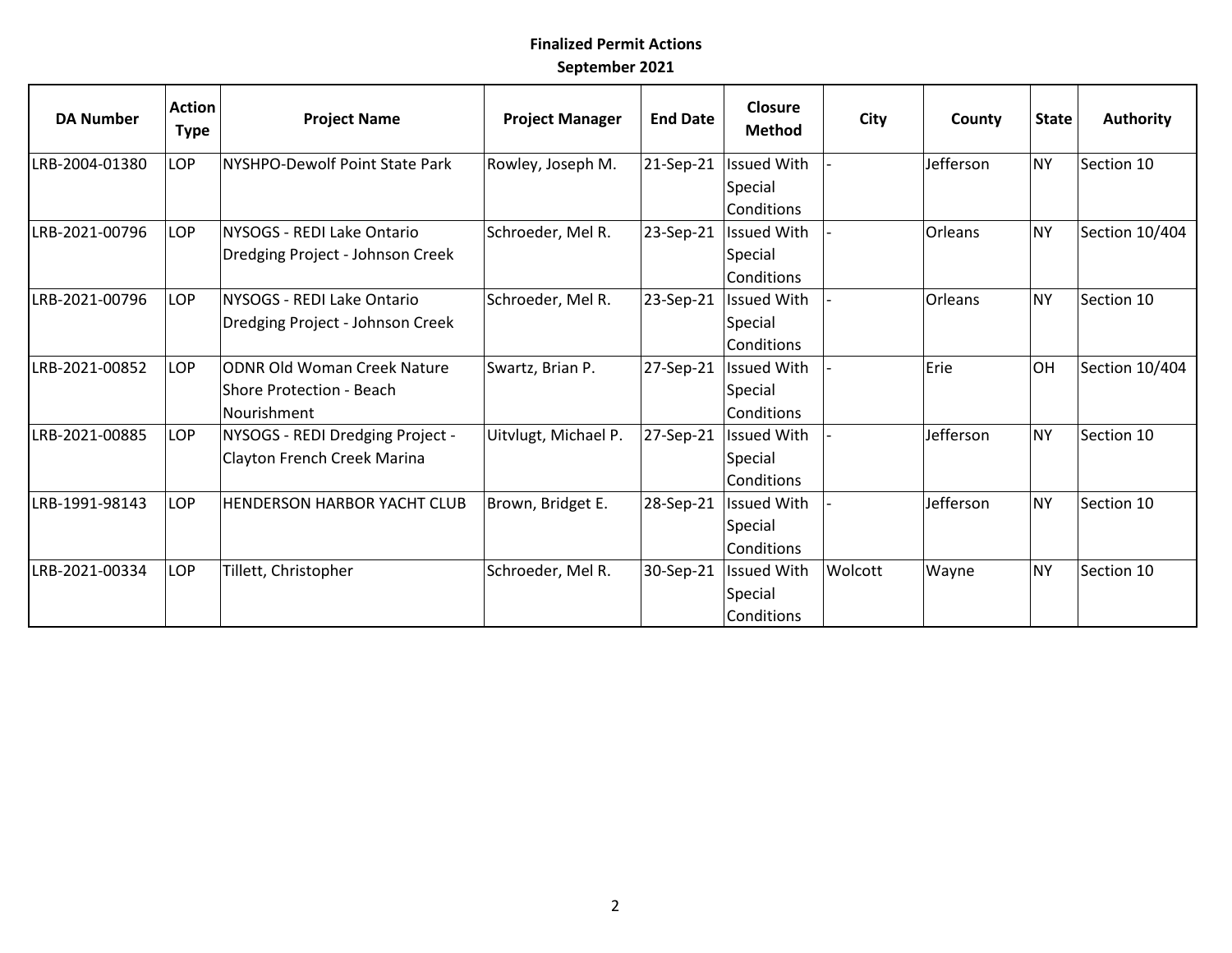**Finalized Permit Actions**

**September 2021**

| DA Number | Action Type | Project Name | Project Manager | End Date | Closure Method | City | County | State | Authority |
|---|---|---|---|---|---|---|---|---|---|
| LRB-2004-01380 | LOP | NYSHPO-Dewolf Point State Park | Rowley, Joseph M. | 21-Sep-21 | Issued With Special Conditions | - | Jefferson | NY | Section 10 |
| LRB-2021-00796 | LOP | NYSOGS - REDI Lake Ontario Dredging Project - Johnson Creek | Schroeder, Mel R. | 23-Sep-21 | Issued With Special Conditions | - | Orleans | NY | Section 10/404 |
| LRB-2021-00796 | LOP | NYSOGS - REDI Lake Ontario Dredging Project - Johnson Creek | Schroeder, Mel R. | 23-Sep-21 | Issued With Special Conditions | - | Orleans | NY | Section 10 |
| LRB-2021-00852 | LOP | ODNR Old Woman Creek Nature Shore Protection - Beach Nourishment | Swartz, Brian P. | 27-Sep-21 | Issued With Special Conditions | - | Erie | OH | Section 10/404 |
| LRB-2021-00885 | LOP | NYSOGS - REDI Dredging Project - Clayton French Creek Marina | Uitvlugt, Michael P. | 27-Sep-21 | Issued With Special Conditions | - | Jefferson | NY | Section 10 |
| LRB-1991-98143 | LOP | HENDERSON HARBOR YACHT CLUB | Brown, Bridget E. | 28-Sep-21 | Issued With Special Conditions | - | Jefferson | NY | Section 10 |
| LRB-2021-00334 | LOP | Tillett, Christopher | Schroeder, Mel R. | 30-Sep-21 | Issued With Special Conditions | Wolcott | Wayne | NY | Section 10 |